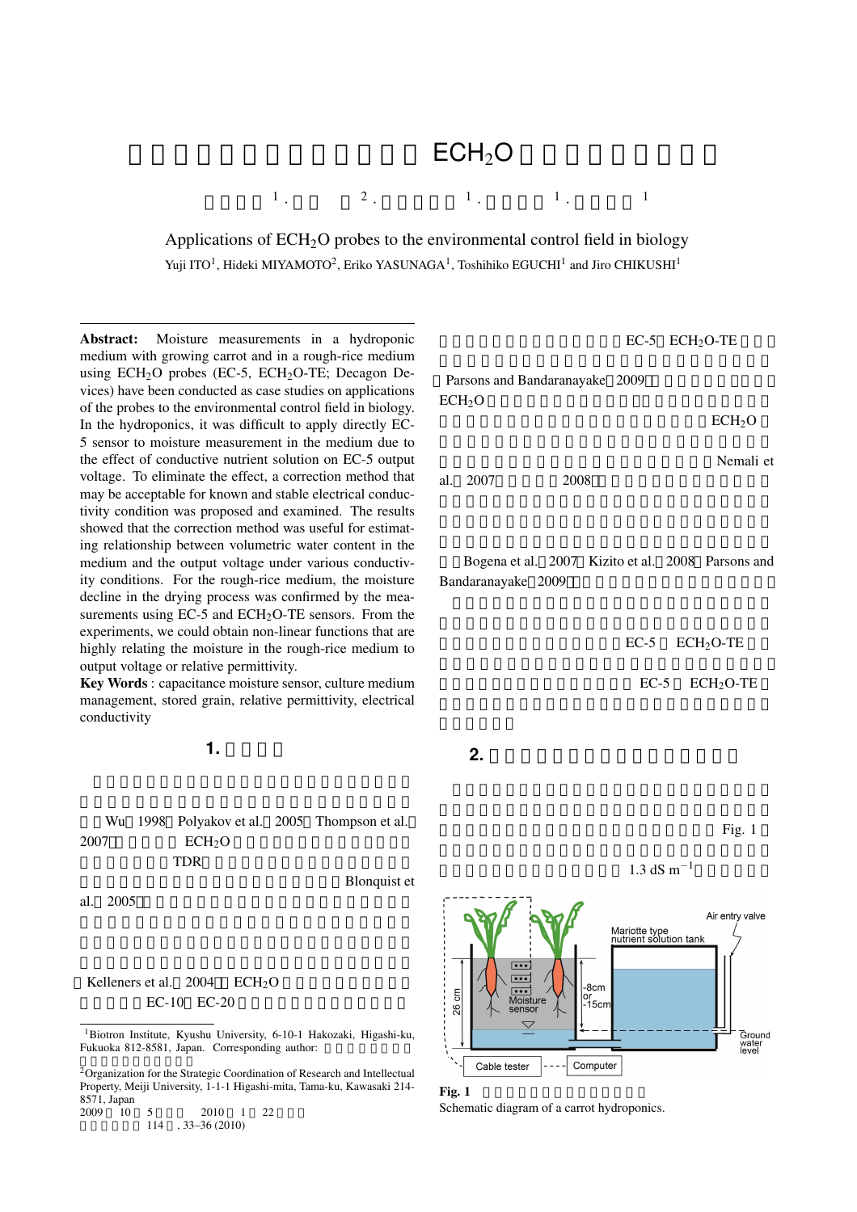# ECH$_2$O

[1] · [2] · [1] · [1] · [1]

## Applications of ECH$_2$O probes to the environmental control field in biology

Yuji ITO[1], Hideki MIYAMOTO[2], Eriko YASUNAGA[1], Toshihiko EGUCHI[1] and Jiro CHIKUSHI[1]

**Abstract:** Moisture measurements in a hydroponic medium with growing carrot and in a rough-rice medium using ECH$_2$O probes (EC-5, ECH$_2$O-TE; Decagon Devices) have been conducted as case studies on applications of the probes to the environmental control field in biology. In the hydroponics, it was difficult to apply directly EC-5 sensor to moisture measurement in the medium due to the effect of conductive nutrient solution on EC-5 output voltage. To eliminate the effect, a correction method that may be acceptable for known and stable electrical conductivity condition was proposed and examined. The results showed that the correction method was useful for estimating relationship between volumetric water content in the medium and the output voltage under various conductivity conditions. For the rough-rice medium, the moisture decline in the drying process was confirmed by the measurements using EC-5 and ECH$_2$O-TE sensors. From the experiments, we could obtain non-linear functions that are highly relating the moisture in the rough-rice medium to output voltage or relative permittivity.

**Key Words** : capacitance moisture sensor, culture medium management, stored grain, relative permittivity, electrical conductivity

## 1.

Wu 1998 Polyakov et al. 2005 Thompson et al. 2007 ECH$_2$O TDR Blonquist et al. 2005

Kelleners et al. 2004 ECH$_2$O EC-10 EC-20

EC-5 ECH$_2$O-TE

Parsons and Bandaranayake 2009 ECH$_2$O ECH$_2$O Nemali et al. 2007 2008

Bogena et al. 2007 Kizito et al. 2008 Parsons and Bandaranayake 2009

EC-5 ECH$_2$O-TE

EC-5 ECH$_2$O-TE

## 2.

Fig. 1

1.3 dS m$^{-1}$

Fig. 1

Schematic diagram of a carrot hydroponics.

---

[1]Biotron Institute, Kyushu University, 6-10-1 Hakozaki, Higashi-ku, Fukuoka 812-8581, Japan. Corresponding author:

[2]Organization for the Strategic Coordination of Research and Intellectual Property, Meiji University, 1-1-1 Higashi-mita, Tama-ku, Kawasaki 214-8571, Japan

2009 10 5 2010 1 22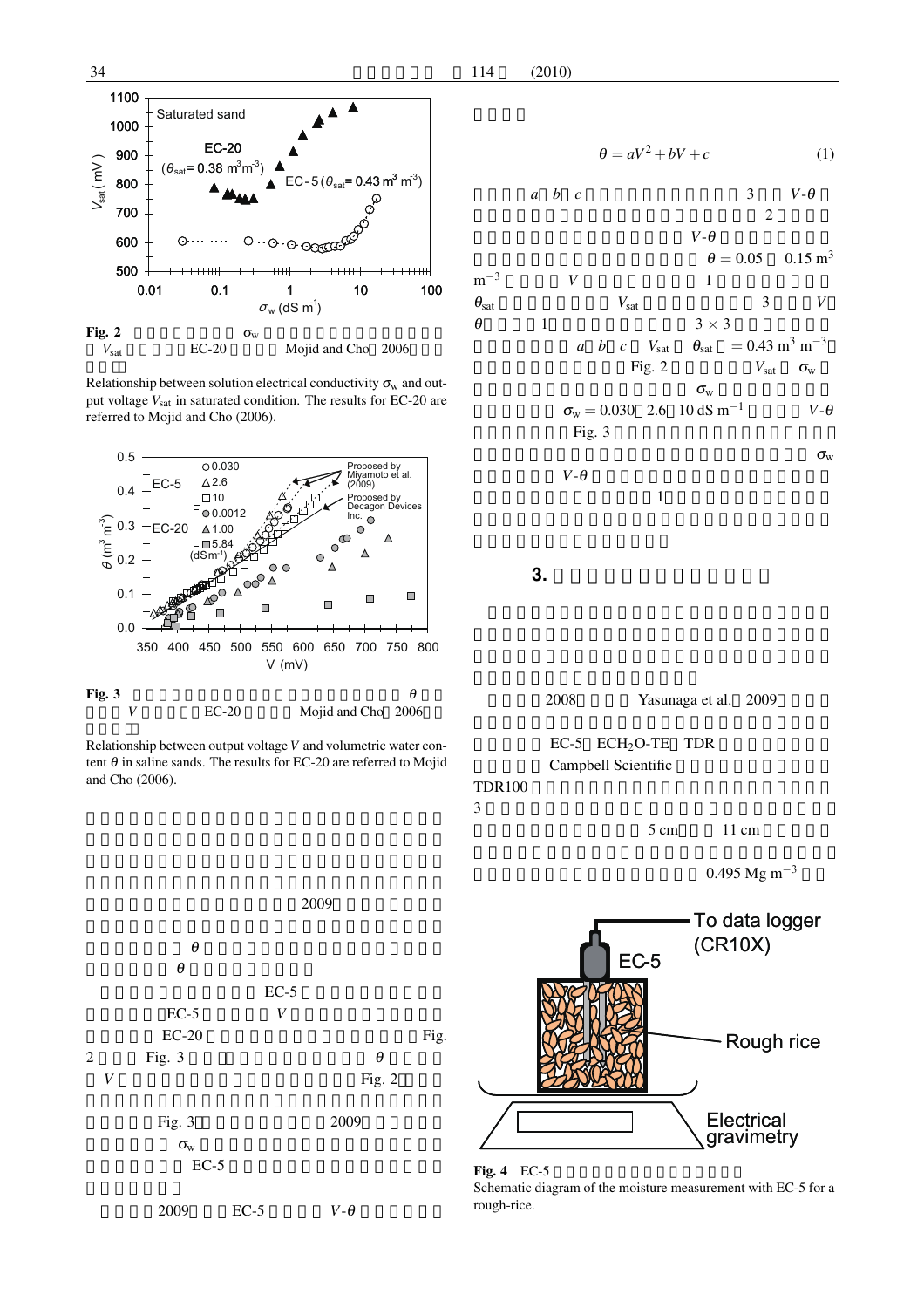Fig. 2 $\sigma_w$ $V_{sat}$ EC-20 Mojid and Cho 2006

Relationship between solution electrical conductivity $\sigma_w$ and output voltage $V_{sat}$ in saturated condition. The results for EC-20 are referred to Mojid and Cho (2006).

Fig. 3 $\theta$ $V$ EC-20 Mojid and Cho 2006

Relationship between output voltage $V$ and volumetric water content $\theta$ in saline sands. The results for EC-20 are referred to Mojid and Cho (2006).

2009

$\theta$

$\theta$

EC-5

EC-5 $V$

EC-20 Fig. 2 Fig. 3 $\theta$

$V$ Fig. 2

Fig. 3 2009

$\sigma_w$

EC-5

2009 EC-5 $V$-$\theta$

$$\theta = aV^2 + bV + c \tag{1}$$

$a$ $b$ $c$ 3 $V$-$\theta$

2

$V$-$\theta$

$\theta = 0.05$ $0.15\ \mathrm{m^3\ m^{-3}}$ $V$ 1

$\theta_{sat}$ $V_{sat}$ 3 $V$

$\theta$ 1 $3 \times 3$

$a$ $b$ $c$ $V_{sat}$ $\theta_{sat}$ $= 0.43\ \mathrm{m^3\ m^{-3}}$

Fig. 2 $V_{sat}$ $\sigma_w$

$\sigma_w$

$\sigma_w = 0.030$ 2.6 $10\ \mathrm{dS\ m^{-1}}$ $V$-$\theta$

Fig. 3

$\sigma_w$

$V$-$\theta$

1

## 3.

2008 Yasunaga et al. 2009

EC-5 $ECH_2O$-TE TDR

Campbell Scientific

TDR100

3

5 cm 11 cm

$0.495\ \mathrm{Mg\ m^{-3}}$

Fig. 4 EC-5

Schematic diagram of the moisture measurement with EC-5 for a rough-rice.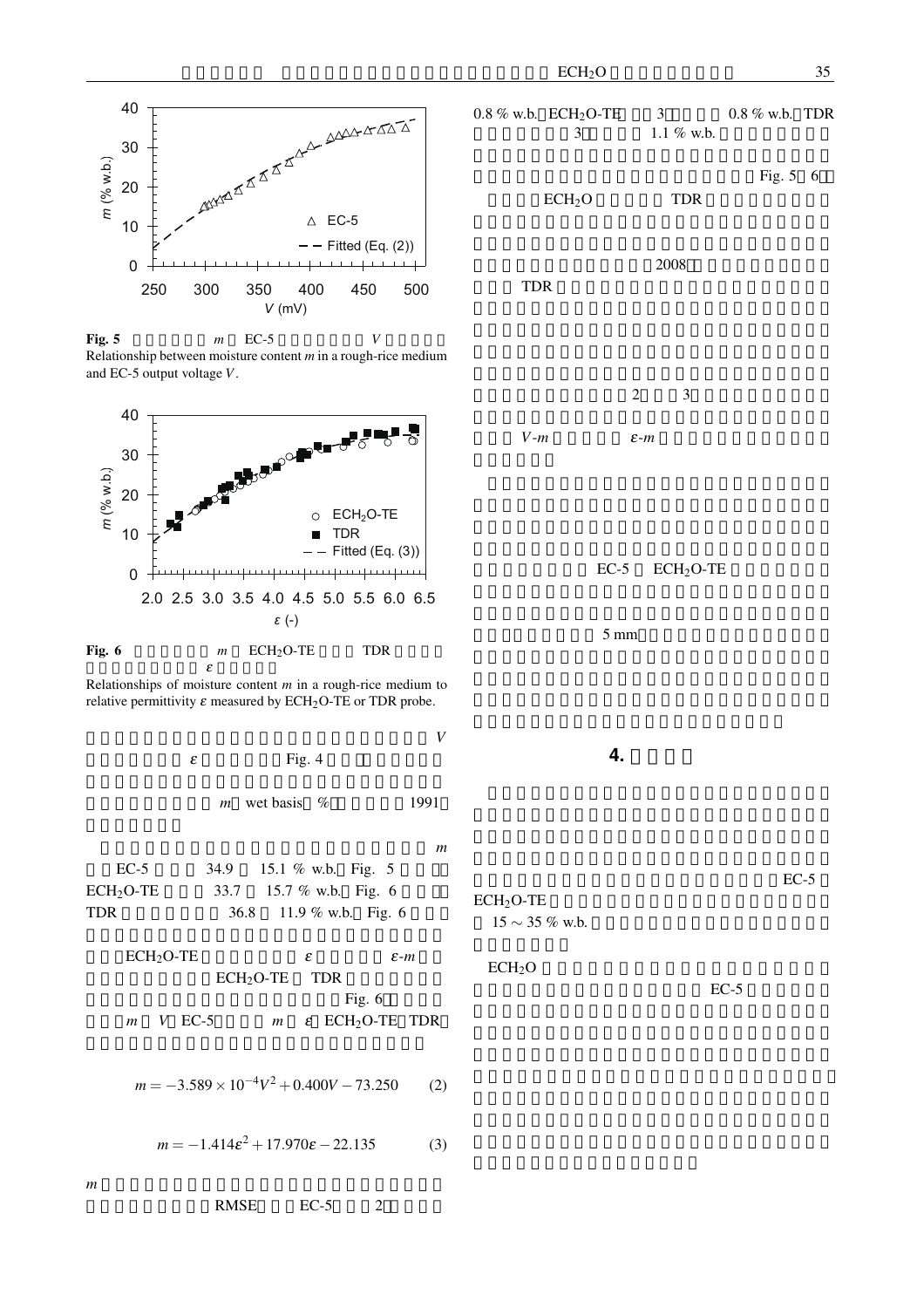**Fig. 5** $m$ EC-5 $V$

Relationship between moisture content $m$ in a rough-rice medium and EC-5 output voltage $V$.

**Fig. 6** $m$ $ECH_2O$-TE TDR $\varepsilon$

Relationships of moisture content $m$ in a rough-rice medium to relative permittivity $\varepsilon$ measured by $ECH_2O$-TE or TDR probe.

$V$

$\varepsilon$ Fig. 4

$m$ wet basis % 1991

$m$

EC-5 34.9 15.1 % w.b. Fig. 5

$ECH_2O$-TE 33.7 15.7 % w.b. Fig. 6

TDR 36.8 11.9 % w.b. Fig. 6

$ECH_2O$-TE $\varepsilon$ $\varepsilon$-$m$

$ECH_2O$-TE TDR

Fig. 6

$m$ $V$ EC-5 $m$ $\varepsilon$ $ECH_2O$-TE TDR

$$m = -3.589 \times 10^{-4}V^2 + 0.400V - 73.250 \qquad (2)$$

$$m = -1.414\varepsilon^2 + 17.970\varepsilon - 22.135 \qquad (3)$$

$m$

RMSE EC-5 2

0.8 % w.b. $ECH_2O$-TE 3 0.8 % w.b. TDR

3 1.1 % w.b.

Fig. 5 6

$ECH_2O$ TDR

2008

TDR

2 3

$V$-$m$ $\varepsilon$-$m$

EC-5 $ECH_2O$-TE

5 mm

## 4.

EC-5

$ECH_2O$-TE

15 ~ 35 % w.b.

$ECH_2O$

EC-5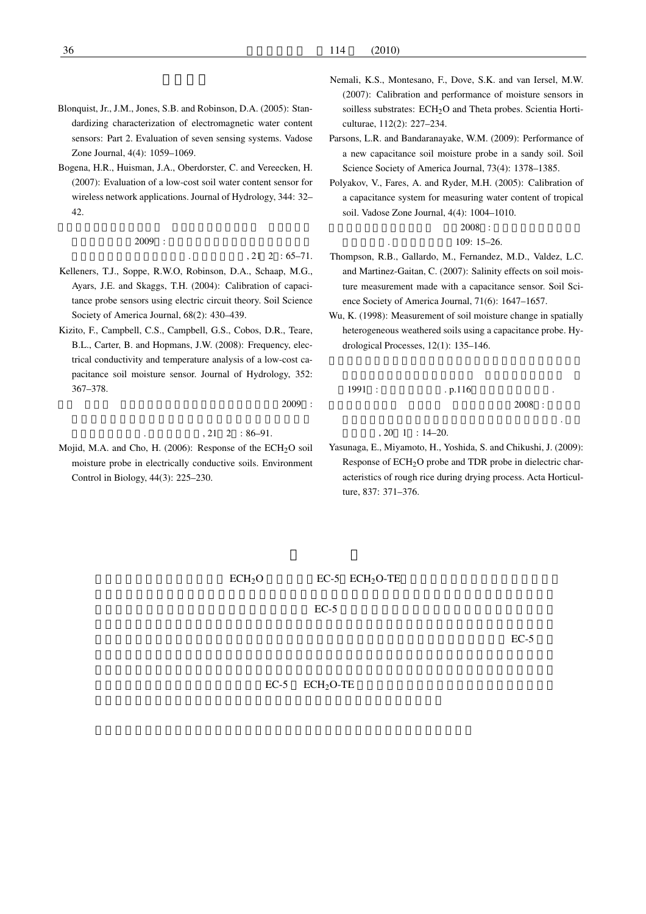Blonquist, Jr., J.M., Jones, S.B. and Robinson, D.A. (2005): Standardizing characterization of electromagnetic water content sensors: Part 2. Evaluation of seven sensing systems. Vadose Zone Journal, 4(4): 1059–1069.

Bogena, H.R., Huisman, J.A., Oberdorster, C. and Vereecken, H. (2007): Evaluation of a low-cost soil water content sensor for wireless network applications. Journal of Hydrology, 344: 32–42.

2009 :

. , 21 2 : 65–71.

Kelleners, T.J., Soppe, R.W.O, Robinson, D.A., Schaap, M.G., Ayars, J.E. and Skaggs, T.H. (2004): Calibration of capacitance probe sensors using electric circuit theory. Soil Science Society of America Journal, 68(2): 430–439.

Kizito, F., Campbell, C.S., Campbell, G.S., Cobos, D.R., Teare, B.L., Carter, B. and Hopmans, J.W. (2008): Frequency, electrical conductivity and temperature analysis of a low-cost capacitance soil moisture sensor. Journal of Hydrology, 352: 367–378.

2009 :

. , 21 2 : 86–91.

Mojid, M.A. and Cho, H. (2006): Response of the $ECH_2O$ soil moisture probe in electrically conductive soils. Environment Control in Biology, 44(3): 225–230.

Nemali, K.S., Montesano, F., Dove, S.K. and van Iersel, M.W. (2007): Calibration and performance of moisture sensors in soilless substrates: $ECH_2O$ and Theta probes. Scientia Horticulturae, 112(2): 227–234.

Parsons, L.R. and Bandaranayake, W.M. (2009): Performance of a new capacitance soil moisture probe in a sandy soil. Soil Science Society of America Journal, 73(4): 1378–1385.

Polyakov, V., Fares, A. and Ryder, M.H. (2005): Calibration of a capacitance system for measuring water content of tropical soil. Vadose Zone Journal, 4(4): 1004–1010.

2008 :

. 109: 15–26.

Thompson, R.B., Gallardo, M., Fernandez, M.D., Valdez, L.C. and Martinez-Gaitan, C. (2007): Salinity effects on soil moisture measurement made with a capacitance sensor. Soil Science Society of America Journal, 71(6): 1647–1657.

Wu, K. (1998): Measurement of soil moisture change in spatially heterogeneous weathered soils using a capacitance probe. Hydrological Processes, 12(1): 135–146.

1991 : . p.116 .

2008 :

.

, 20 1 : 14–20.

Yasunaga, E., Miyamoto, H., Yoshida, S. and Chikushi, J. (2009): Response of $ECH_2O$ probe and TDR probe in dielectric characteristics of rough rice during drying process. Acta Horticulture, 837: 371–376.

$ECH_2O$ EC-5 $ECH_2O$-TE

EC-5

EC-5

EC-5 $ECH_2O$-TE